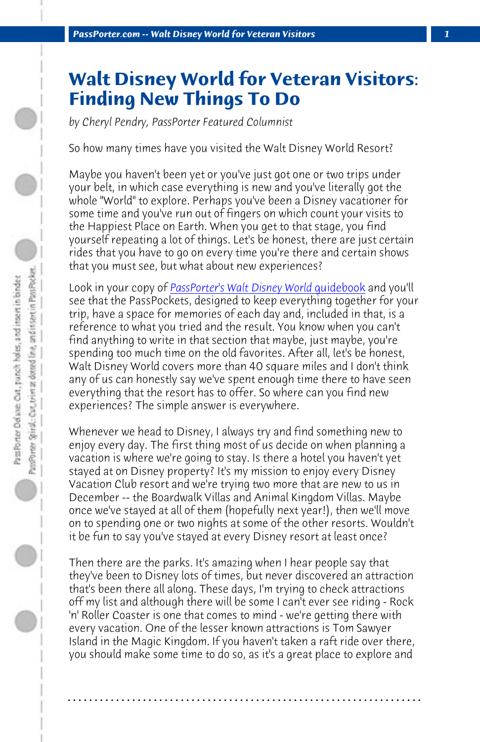# Walt Disney World for Veteran Visitors: Finding New Things To Do

*by Cheryl Pendry, PassPorter Featured Columnist*

So how many times have you visited the Walt Disney World Resort?

Maybe you haven't been yet or you've just got one or two trips under your belt, in which case everything is new and you've literally got the whole "World" to explore. Perhaps you've been a Disney vacationer for some time and you've run out of fingers on which count your visits to the Happiest Place on Earth. When you get to that stage, you find yourself repeating a lot of things. Let's be honest, there are just certain rides that you have to go on every time you're there and certain shows that you must see, but what about new experiences?

Look in your copy of PassPorter's Walt Disney World guidebook and you'll see that the PassPockets, designed to keep everything together for your trip, have a space for memories of each day and, included in that, is a reference to what you tried and the result. You know when you can't find anything to write in that section that maybe, just maybe, you're spending too much time on the old favorites. After all, let's be honest, Walt Disney World covers more than 40 square miles and I don't think any of us can honestly say we've spent enough time there to have seen everything that the resort has to offer. So where can you find new experiences? The simple answer is everywhere.

Whenever we head to Disney, I always try and find something new to enjoy every day. The first thing most of us decide on when planning a vacation is where we're going to stay. Is there a hotel you haven't yet stayed at on Disney property? It's my mission to enjoy every Disney Vacation Club resort and we're trying two more that are new to us in December -- the Boardwalk Villas and Animal Kingdom Villas. Maybe once we've stayed at all of them (hopefully next year!), then we'll move on to spending one or two nights at some of the other resorts. Wouldn't it be fun to say you've stayed at every Disney resort at least once?

Then there are the parks. It's amazing when I hear people say that they've been to Disney lots of times, but never discovered an attraction that's been there all along. These days, I'm trying to check attractions off my list and although there will be some I can't ever see riding - Rock 'n' Roller Coaster is one that comes to mind - we're getting there with every vacation. One of the lesser known attractions is Tom Sawyer Island in the Magic Kingdom. If you haven't taken a raft ride over there, you should make some time to do so, as it's a great place to explore and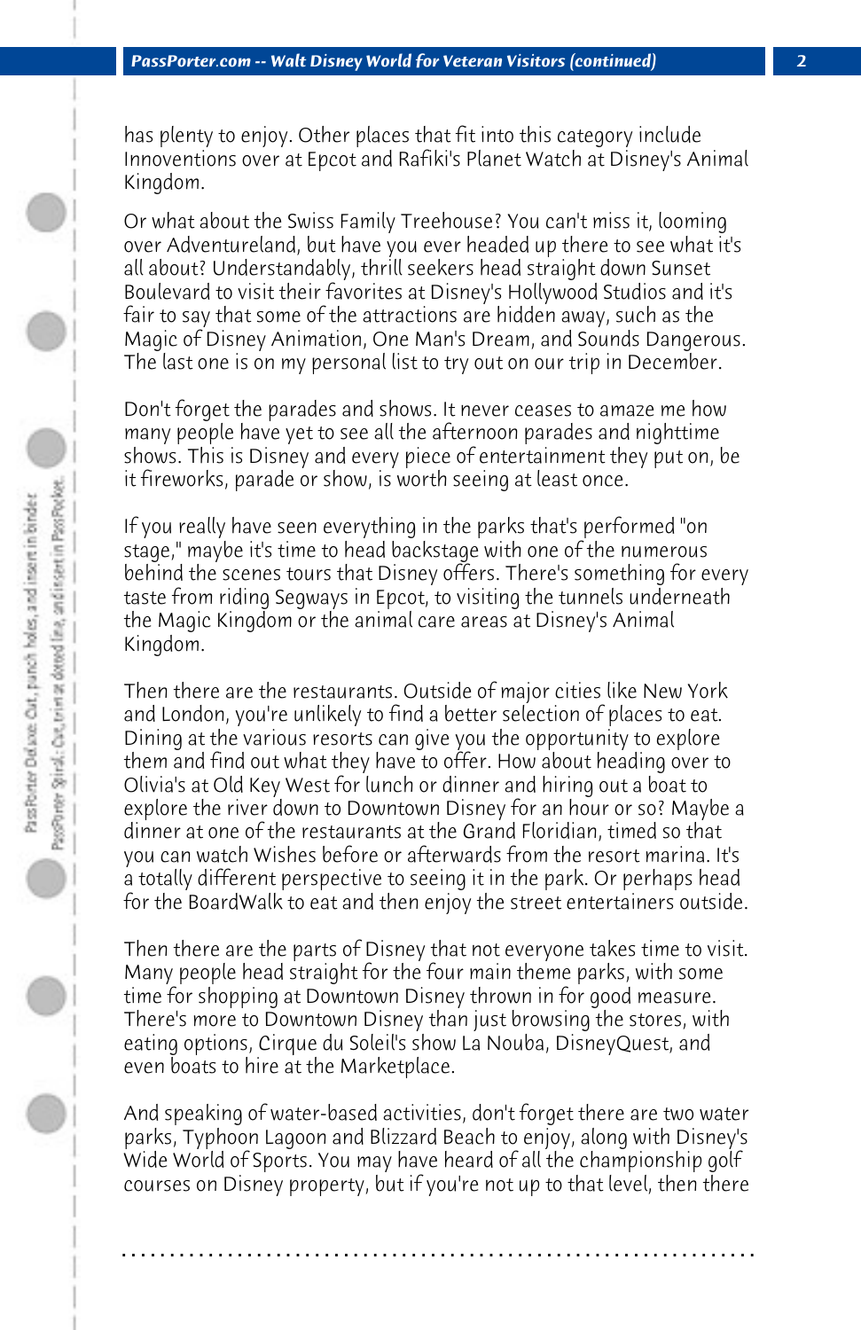has plenty to enjoy. Other places that fit into this category include Innoventions over at Epcot and Rafiki's Planet Watch at Disney's Animal Kingdom.

Or what about the Swiss Family Treehouse? You can't miss it, looming over Adventureland, but have you ever headed up there to see what it's all about? Understandably, thrill seekers head straight down Sunset Boulevard to visit their favorites at Disney's Hollywood Studios and it's fair to say that some of the attractions are hidden away, such as the Magic of Disney Animation, One Man's Dream, and Sounds Dangerous. The last one is on my personal list to try out on our trip in December.

Don't forget the parades and shows. It never ceases to amaze me how many people have yet to see all the afternoon parades and nighttime shows. This is Disney and every piece of entertainment they put on, be it fireworks, parade or show, is worth seeing at least once.

If you really have seen everything in the parks that's performed "on stage," maybe it's time to head backstage with one of the numerous behind the scenes tours that Disney offers. There's something for every taste from riding Segways in Epcot, to visiting the tunnels underneath the Magic Kingdom or the animal care areas at Disney's Animal Kingdom.

Then there are the restaurants. Outside of major cities like New York and London, you're unlikely to find a better selection of places to eat. Dining at the various resorts can give you the opportunity to explore them and find out what they have to offer. How about heading over to Olivia's at Old Key West for lunch or dinner and hiring out a boat to explore the river down to Downtown Disney for an hour or so? Maybe a dinner at one of the restaurants at the Grand Floridian, timed so that you can watch Wishes before or afterwards from the resort marina. It's a totally different perspective to seeing it in the park. Or perhaps head for the BoardWalk to eat and then enjoy the street entertainers outside.

Then there are the parts of Disney that not everyone takes time to visit. Many people head straight for the four main theme parks, with some time for shopping at Downtown Disney thrown in for good measure. There's more to Downtown Disney than just browsing the stores, with eating options, Cirque du Soleil's show La Nouba, DisneyQuest, and even boats to hire at the Marketplace.

And speaking of water-based activities, don't forget there are two water parks, Typhoon Lagoon and Blizzard Beach to enjoy, along with Disney's Wide World of Sports. You may have heard of all the championship golf courses on Disney property, but if you're not up to that level, then there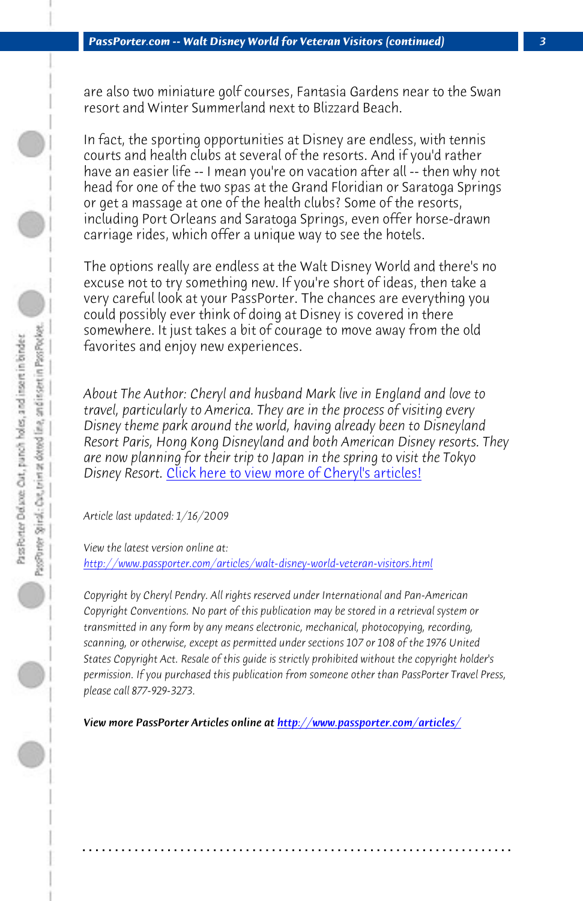are also two miniature golf courses, Fantasia Gardens near to the Swan resort and Winter Summerland next to Blizzard Beach.

In fact, the sporting opportunities at Disney are endless, with tennis courts and health clubs at several of the resorts. And if you'd rather have an easier life -- I mean you're on vacation after all -- then why not head for one of the two spas at the Grand Floridian or Saratoga Springs or get a massage at one of the health clubs? Some of the resorts, including Port Orleans and Saratoga Springs, even offer horse-drawn carriage rides, which offer a unique way to see the hotels.

The options really are endless at the Walt Disney World and there's no excuse not to try something new. If you're short of ideas, then take a very careful look at your PassPorter. The chances are everything you could possibly ever think of doing at Disney is covered in there somewhere. It just takes a bit of courage to move away from the old favorites and enjoy new experiences.

*About The Author: Cheryl and husband Mark live in England and love to travel, particularly to America. They are in the process of visiting every Disney theme park around the world, having already been to Disneyland Resort Paris, Hong Kong Disneyland and both American Disney resorts. They are now planning for their trip to Japan in the spring to visit the Tokyo Disney Resort.* Click here to view more of Cheryl's articles!

*Article last updated: 1/16/2009*

*View the latest version online at:*
*http://www.passporter.com/articles/walt-disney-world-veteran-visitors.html*

*Copyright by Cheryl Pendry. All rights reserved under International and Pan-American Copyright Conventions. No part of this publication may be stored in a retrieval system or transmitted in any form by any means electronic, mechanical, photocopying, recording, scanning, or otherwise, except as permitted under sections 107 or 108 of the 1976 United States Copyright Act. Resale of this guide is strictly prohibited without the copyright holder's permission. If you purchased this publication from someone other than PassPorter Travel Press, please call 877-929-3273.*

***View more PassPorter Articles online at http://www.passporter.com/articles/***